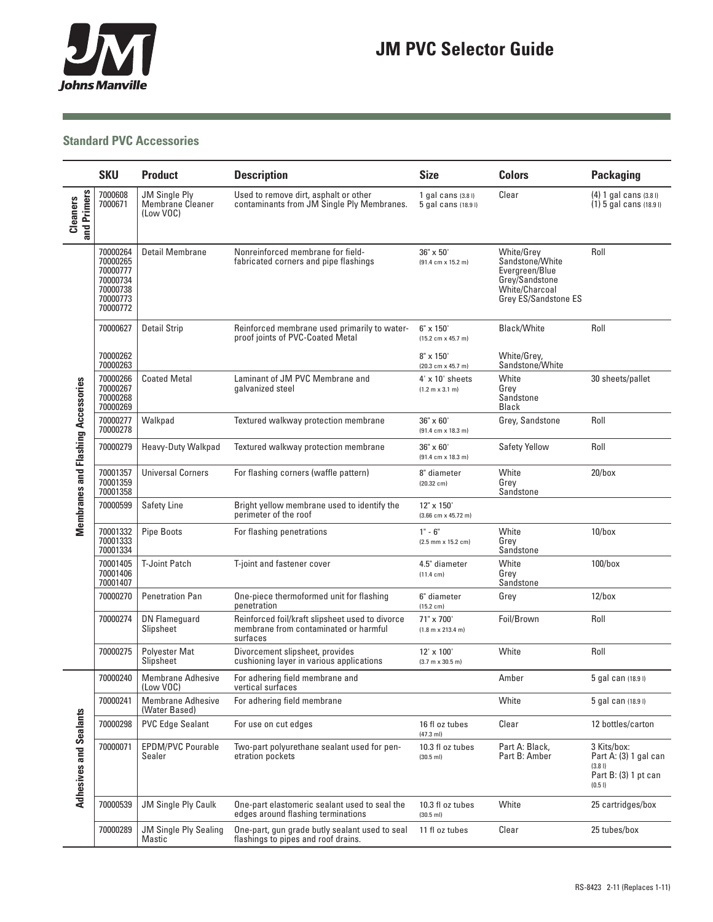# JM PVC Selector Guide

## Standard PVC Accessories

| | SKU | Product | Description | Size | Colors | Packaging |
|---|---|---|---|---|---|---|
| Cleaners and Primers | 7000608<br>7000671 | JM Single Ply Membrane Cleaner (Low VOC) | Used to remove dirt, asphalt or other contaminants from JM Single Ply Membranes. | 1 gal cans (3.8 l)<br>5 gal cans (18.9 l) | Clear | (4) 1 gal cans (3.8 l)<br>(1) 5 gal cans (18.9 l) |
| Membranes and Flashing Accessories | 70000264<br>70000265<br>70000777<br>70000734<br>70000738<br>70000773<br>70000772 | Detail Membrane | Nonreinforced membrane for field-fabricated corners and pipe flashings | 36" x 50' (91.4 cm x 15.2 m) | White/Grey<br>Sandstone/White<br>Evergreen/Blue<br>Grey/Sandstone<br>White/Charcoal<br>Grey ES/Sandstone ES | Roll |
| | 70000627 | Detail Strip | Reinforced membrane used primarily to waterproof joints of PVC-Coated Metal | 6" x 150' (15.2 cm x 45.7 m) | Black/White | Roll |
| | 70000262<br>70000263 | | | 8" x 150' (20.3 cm x 45.7 m) | White/Grey,<br>Sandstone/White | |
| | 70000266<br>70000267<br>70000268<br>70000269 | Coated Metal | Laminant of JM PVC Membrane and galvanized steel | 4' x 10' sheets (1.2 m x 3.1 m) | White<br>Grey<br>Sandstone<br>Black | 30 sheets/pallet |
| | 70000277<br>70000278 | Walkpad | Textured walkway protection membrane | 36" x 60' (91.4 cm x 18.3 m) | Grey, Sandstone | Roll |
| | 70000279 | Heavy-Duty Walkpad | Textured walkway protection membrane | 36" x 60' (91.4 cm x 18.3 m) | Safety Yellow | Roll |
| | 70001357<br>70001359<br>70001358 | Universal Corners | For flashing corners (waffle pattern) | 8" diameter (20.32 cm) | White<br>Grey<br>Sandstone | 20/box |
| | 70000599 | Safety Line | Bright yellow membrane used to identify the perimeter of the roof | 12" x 150' (3.66 cm x 45.72 m) | | |
| | 70001332<br>70001333<br>70001334 | Pipe Boots | For flashing penetrations | 1" - 6" (2.5 mm x 15.2 cm) | White<br>Grey<br>Sandstone | 10/box |
| | 70001405<br>70001406<br>70001407 | T-Joint Patch | T-joint and fastener cover | 4.5" diameter (11.4 cm) | White<br>Grey<br>Sandstone | 100/box |
| | 70000270 | Penetration Pan | One-piece thermoformed unit for flashing penetration | 6" diameter (15.2 cm) | Grey | 12/box |
| | 70000274 | DN Flameguard Slipsheet | Reinforced foil/kraft slipsheet used to divorce membrane from contaminated or harmful surfaces | 71" x 700' (1.8 m x 213.4 m) | Foil/Brown | Roll |
| | 70000275 | Polyester Mat Slipsheet | Divorcement slipsheet, provides cushioning layer in various applications | 12' x 100' (3.7 m x 30.5 m) | White | Roll |
| Adhesives and Sealants | 70000240 | Membrane Adhesive (Low VOC) | For adhering field membrane and vertical surfaces | | Amber | 5 gal can (18.9 l) |
| | 70000241 | Membrane Adhesive (Water Based) | For adhering field membrane | | White | 5 gal can (18.9 l) |
| | 70000298 | PVC Edge Sealant | For use on cut edges | 16 fl oz tubes (47.3 ml) | Clear | 12 bottles/carton |
| | 70000071 | EPDM/PVC Pourable Sealer | Two-part polyurethane sealant used for penetration pockets | 10.3 fl oz tubes (30.5 ml) | Part A: Black,<br>Part B: Amber | 3 Kits/box:<br>Part A: (3) 1 gal can (3.8 l)<br>Part B: (3) 1 pt can (0.5 l) |
| | 70000539 | JM Single Ply Caulk | One-part elastomeric sealant used to seal the edges around flashing terminations | 10.3 fl oz tubes (30.5 ml) | White | 25 cartridges/box |
| | 70000289 | JM Single Ply Sealing Mastic | One-part, gun grade butly sealant used to seal flashings to pipes and roof drains. | 11 fl oz tubes | Clear | 25 tubes/box |

RS-8423 2-11 (Replaces 1-11)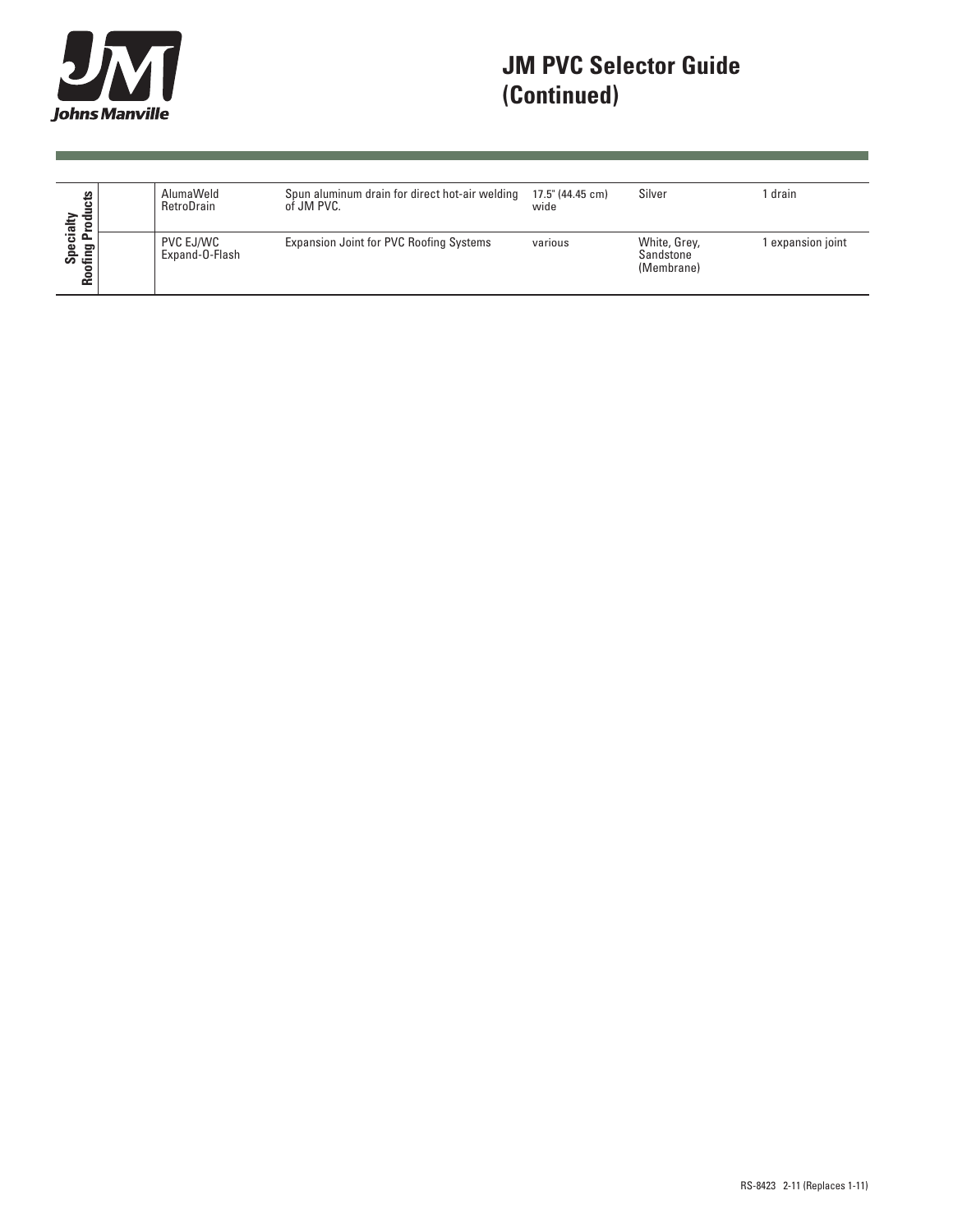# JM PVC Selector Guide (Continued)

| | | | | | | |
|---|---|---|---|---|---|---|
| Specialty Roofing Products | | AlumaWeld RetroDrain | Spun aluminum drain for direct hot-air welding of JM PVC. | 17.5" (44.45 cm) wide | Silver | 1 drain |
| | | PVC EJ/WC Expand-O-Flash | Expansion Joint for PVC Roofing Systems | various | White, Grey, Sandstone (Membrane) | 1 expansion joint |

RS-8423 2-11 (Replaces 1-11)